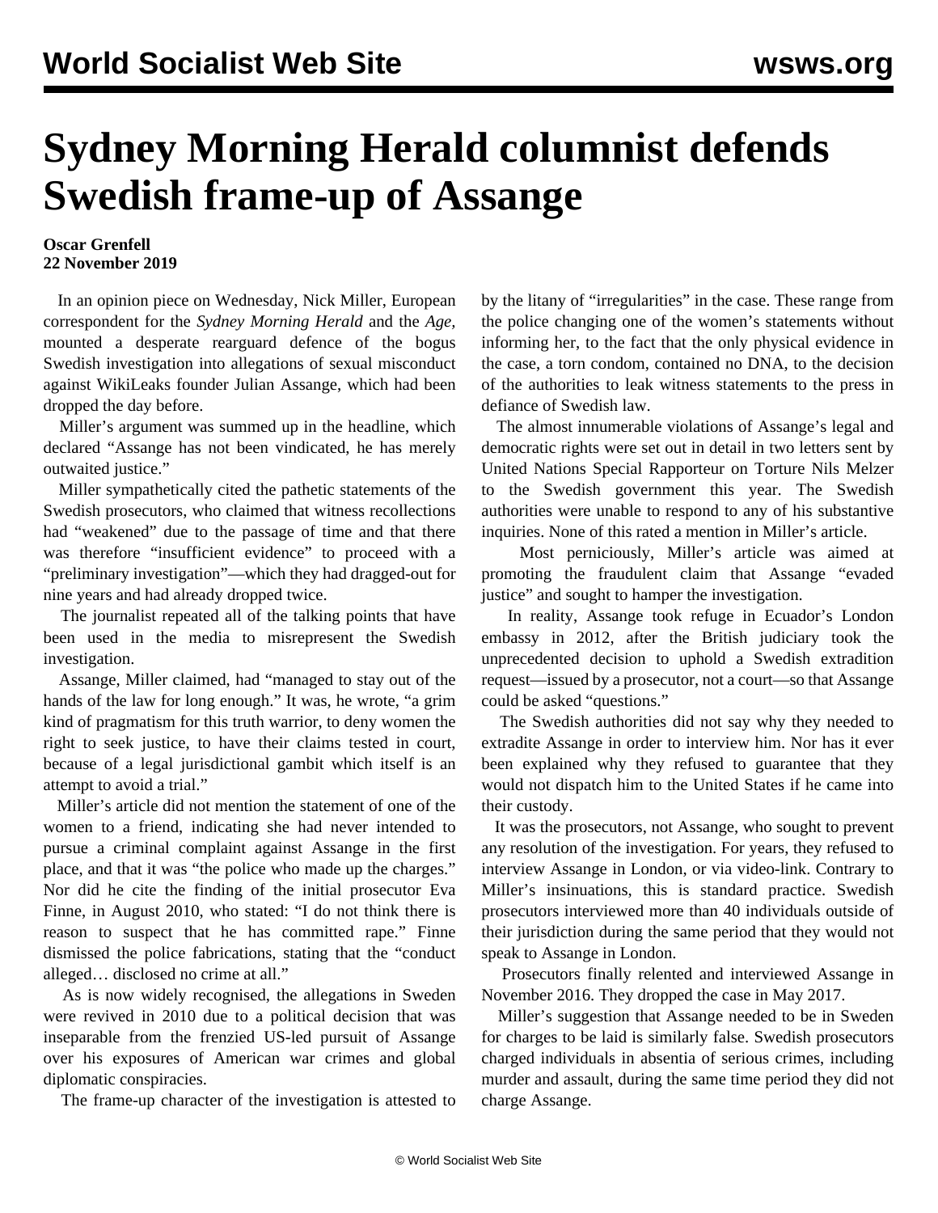# Sydney Morning Herald columnist defends Swedish frame-up of Assange

**Oscar Grenfell**
**22 November 2019**

In an opinion piece on Wednesday, Nick Miller, European correspondent for the *Sydney Morning Herald* and the *Age*, mounted a desperate rearguard defence of the bogus Swedish investigation into allegations of sexual misconduct against WikiLeaks founder Julian Assange, which had been dropped the day before.

Miller's argument was summed up in the headline, which declared "Assange has not been vindicated, he has merely outwaited justice."

Miller sympathetically cited the pathetic statements of the Swedish prosecutors, who claimed that witness recollections had "weakened" due to the passage of time and that there was therefore "insufficient evidence" to proceed with a "preliminary investigation"—which they had dragged-out for nine years and had already dropped twice.

The journalist repeated all of the talking points that have been used in the media to misrepresent the Swedish investigation.

Assange, Miller claimed, had "managed to stay out of the hands of the law for long enough." It was, he wrote, "a grim kind of pragmatism for this truth warrior, to deny women the right to seek justice, to have their claims tested in court, because of a legal jurisdictional gambit which itself is an attempt to avoid a trial."

Miller's article did not mention the statement of one of the women to a friend, indicating she had never intended to pursue a criminal complaint against Assange in the first place, and that it was "the police who made up the charges." Nor did he cite the finding of the initial prosecutor Eva Finne, in August 2010, who stated: "I do not think there is reason to suspect that he has committed rape." Finne dismissed the police fabrications, stating that the "conduct alleged… disclosed no crime at all."

As is now widely recognised, the allegations in Sweden were revived in 2010 due to a political decision that was inseparable from the frenzied US-led pursuit of Assange over his exposures of American war crimes and global diplomatic conspiracies.

The frame-up character of the investigation is attested to by the litany of "irregularities" in the case. These range from the police changing one of the women's statements without informing her, to the fact that the only physical evidence in the case, a torn condom, contained no DNA, to the decision of the authorities to leak witness statements to the press in defiance of Swedish law.

The almost innumerable violations of Assange's legal and democratic rights were set out in detail in two letters sent by United Nations Special Rapporteur on Torture Nils Melzer to the Swedish government this year. The Swedish authorities were unable to respond to any of his substantive inquiries. None of this rated a mention in Miller's article.

Most perniciously, Miller's article was aimed at promoting the fraudulent claim that Assange "evaded justice" and sought to hamper the investigation.

In reality, Assange took refuge in Ecuador's London embassy in 2012, after the British judiciary took the unprecedented decision to uphold a Swedish extradition request—issued by a prosecutor, not a court—so that Assange could be asked "questions."

The Swedish authorities did not say why they needed to extradite Assange in order to interview him. Nor has it ever been explained why they refused to guarantee that they would not dispatch him to the United States if he came into their custody.

It was the prosecutors, not Assange, who sought to prevent any resolution of the investigation. For years, they refused to interview Assange in London, or via video-link. Contrary to Miller's insinuations, this is standard practice. Swedish prosecutors interviewed more than 40 individuals outside of their jurisdiction during the same period that they would not speak to Assange in London.

Prosecutors finally relented and interviewed Assange in November 2016. They dropped the case in May 2017.

Miller's suggestion that Assange needed to be in Sweden for charges to be laid is similarly false. Swedish prosecutors charged individuals in absentia of serious crimes, including murder and assault, during the same time period they did not charge Assange.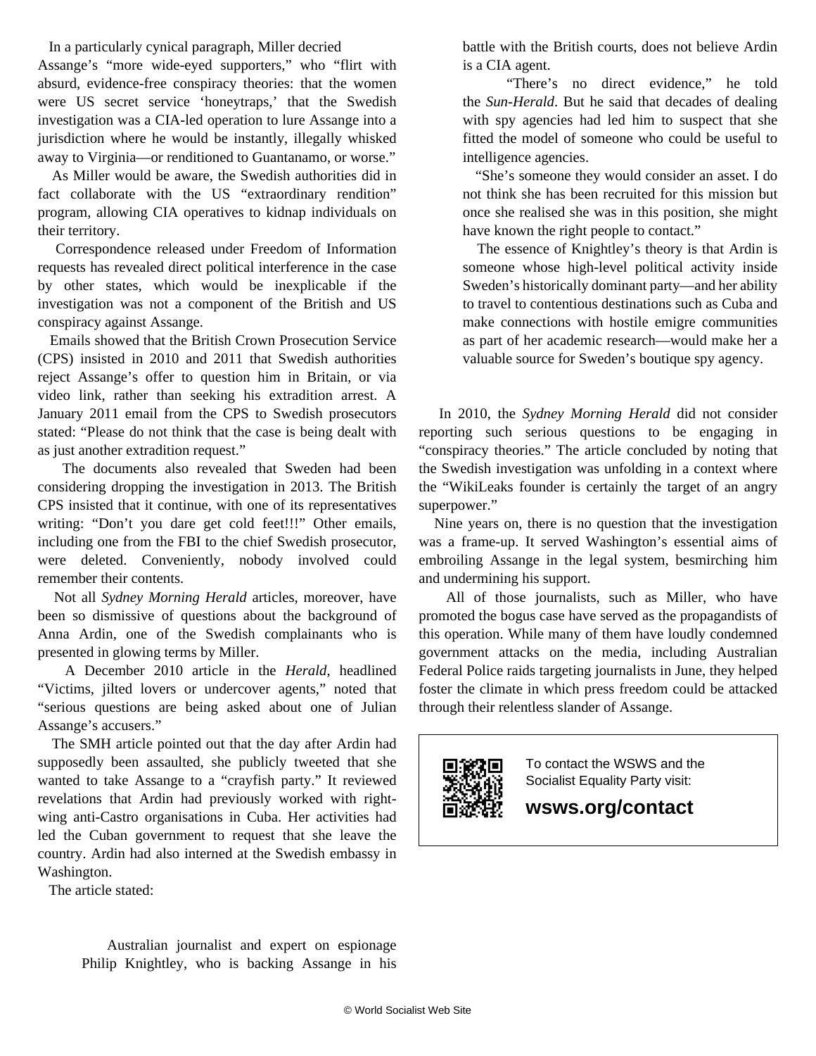In a particularly cynical paragraph, Miller decried Assange's "more wide-eyed supporters," who "flirt with absurd, evidence-free conspiracy theories: that the women were US secret service 'honeytraps,' that the Swedish investigation was a CIA-led operation to lure Assange into a jurisdiction where he would be instantly, illegally whisked away to Virginia—or renditioned to Guantanamo, or worse."

As Miller would be aware, the Swedish authorities did in fact collaborate with the US "extraordinary rendition" program, allowing CIA operatives to kidnap individuals on their territory.

Correspondence released under Freedom of Information requests has revealed direct political interference in the case by other states, which would be inexplicable if the investigation was not a component of the British and US conspiracy against Assange.

Emails showed that the British Crown Prosecution Service (CPS) insisted in 2010 and 2011 that Swedish authorities reject Assange's offer to question him in Britain, or via video link, rather than seeking his extradition arrest. A January 2011 email from the CPS to Swedish prosecutors stated: "Please do not think that the case is being dealt with as just another extradition request."

The documents also revealed that Sweden had been considering dropping the investigation in 2013. The British CPS insisted that it continue, with one of its representatives writing: "Don't you dare get cold feet!!!" Other emails, including one from the FBI to the chief Swedish prosecutor, were deleted. Conveniently, nobody involved could remember their contents.

Not all *Sydney Morning Herald* articles, moreover, have been so dismissive of questions about the background of Anna Ardin, one of the Swedish complainants who is presented in glowing terms by Miller.

A December 2010 article in the *Herald*, headlined "Victims, jilted lovers or undercover agents," noted that "serious questions are being asked about one of Julian Assange's accusers."

The SMH article pointed out that the day after Ardin had supposedly been assaulted, she publicly tweeted that she wanted to take Assange to a "crayfish party." It reviewed revelations that Ardin had previously worked with right-wing anti-Castro organisations in Cuba. Her activities had led the Cuban government to request that she leave the country. Ardin had also interned at the Swedish embassy in Washington.

The article stated:

> Australian journalist and expert on espionage Philip Knightley, who is backing Assange in his battle with the British courts, does not believe Ardin is a CIA agent.
>
> "There's no direct evidence," he told the *Sun-Herald*. But he said that decades of dealing with spy agencies had led him to suspect that she fitted the model of someone who could be useful to intelligence agencies.
>
> "She's someone they would consider an asset. I do not think she has been recruited for this mission but once she realised she was in this position, she might have known the right people to contact."
>
> The essence of Knightley's theory is that Ardin is someone whose high-level political activity inside Sweden's historically dominant party—and her ability to travel to contentious destinations such as Cuba and make connections with hostile emigre communities as part of her academic research—would make her a valuable source for Sweden's boutique spy agency.

In 2010, the *Sydney Morning Herald* did not consider reporting such serious questions to be engaging in "conspiracy theories." The article concluded by noting that the Swedish investigation was unfolding in a context where the "WikiLeaks founder is certainly the target of an angry superpower."

Nine years on, there is no question that the investigation was a frame-up. It served Washington's essential aims of embroiling Assange in the legal system, besmirching him and undermining his support.

All of those journalists, such as Miller, who have promoted the bogus case have served as the propagandists of this operation. While many of them have loudly condemned government attacks on the media, including Australian Federal Police raids targeting journalists in June, they helped foster the climate in which press freedom could be attacked through their relentless slander of Assange.

To contact the WSWS and the Socialist Equality Party visit:

**wsws.org/contact**